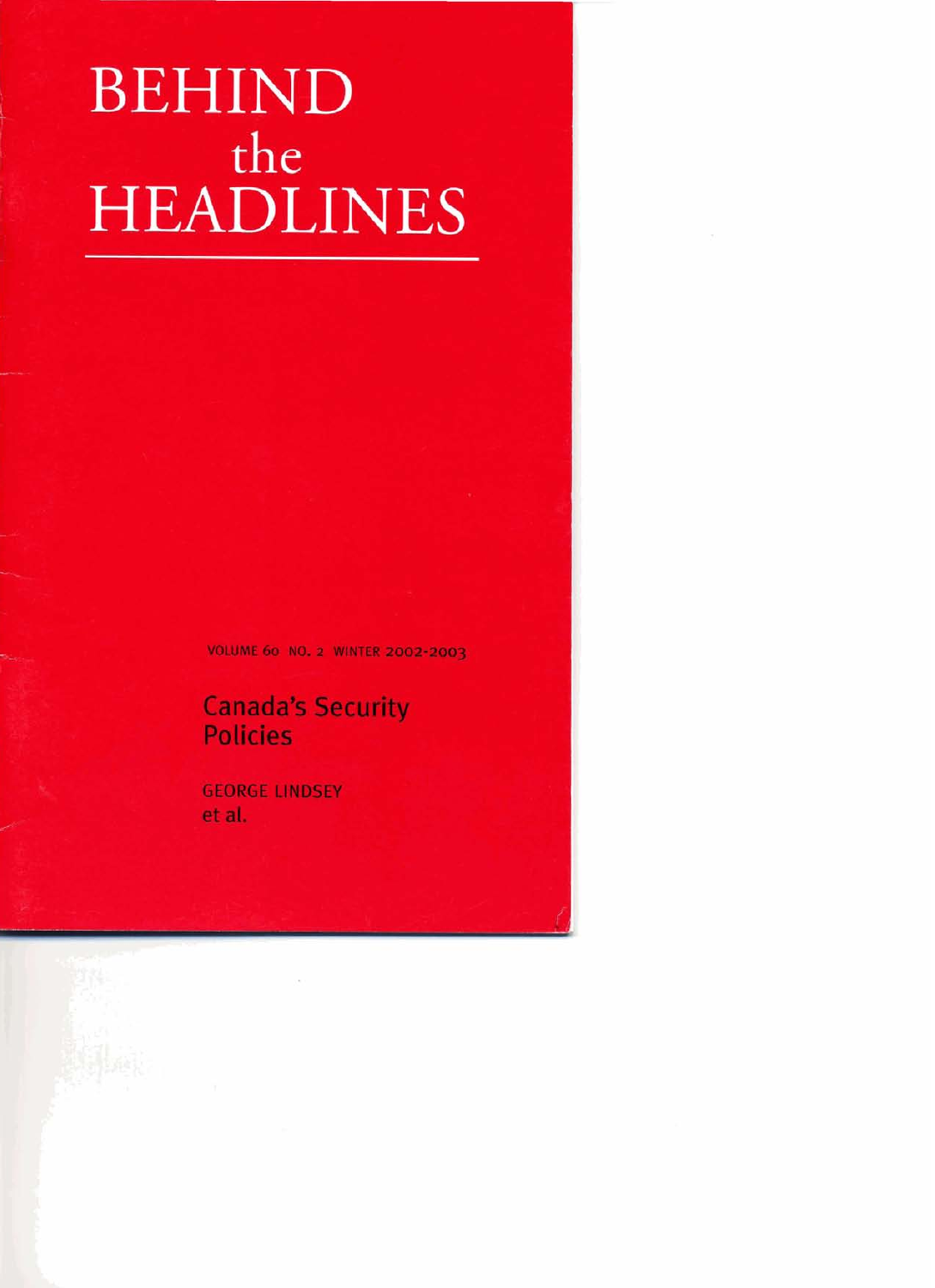# BEHIND the HEADLINES

VOLUME 60 NO. 2 WINTER 2002-2003

## Canada's Security Policies

GEORGE LINDSEY
et al.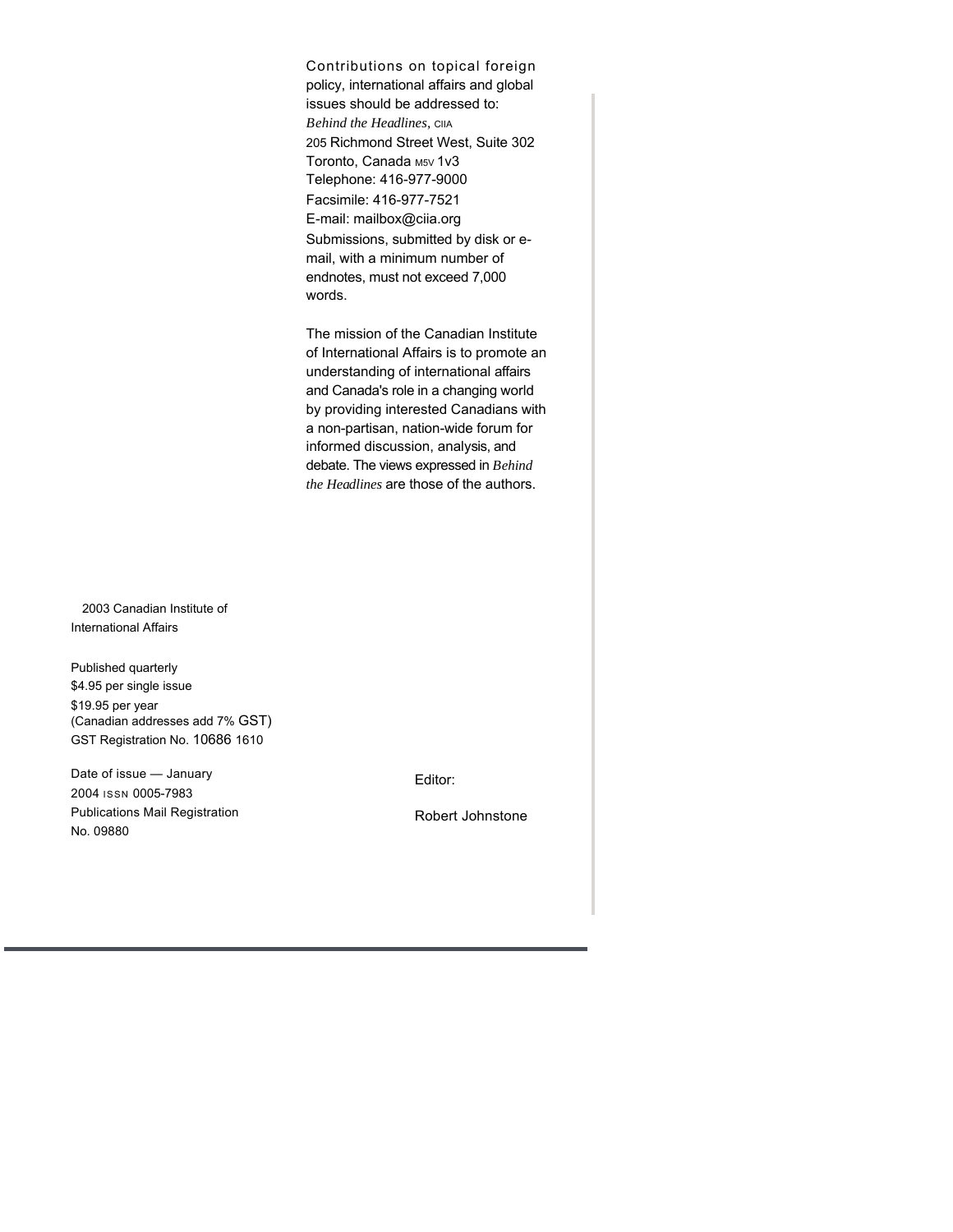Contributions on topical foreign policy, international affairs and global issues should be addressed to:

*Behind the Headlines*, CIIA
205 Richmond Street West, Suite 302
Toronto, Canada M5V 1V3
Telephone: 416-977-9000
Facsimile: 416-977-7521
E-mail: mailbox@ciia.org

Submissions, submitted by disk or e-mail, with a minimum number of endnotes, must not exceed 7,000 words.

The mission of the Canadian Institute of International Affairs is to promote an understanding of international affairs and Canada's role in a changing world by providing interested Canadians with a non-partisan, nation-wide forum for informed discussion, analysis, and debate. The views expressed in *Behind the Headlines* are those of the authors.

2003 Canadian Institute of International Affairs

Published quarterly
$4.95 per single issue
$19.95 per year
(Canadian addresses add 7% GST)
GST Registration No. 10686 1610

Date of issue — January 2004 ISSN 0005-7983
Publications Mail Registration No. 09880

Editor:

Robert Johnstone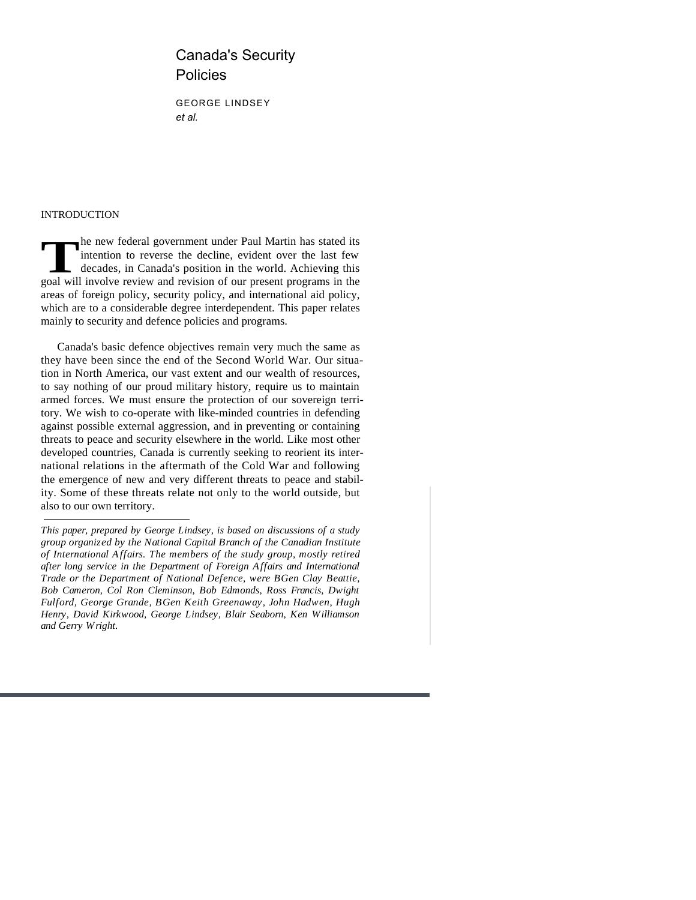# Canada's Security Policies

GEORGE LINDSEY
*et al.*

## INTRODUCTION

The new federal government under Paul Martin has stated its intention to reverse the decline, evident over the last few decades, in Canada's position in the world. Achieving this goal will involve review and revision of our present programs in the areas of foreign policy, security policy, and international aid policy, which are to a considerable degree interdependent. This paper relates mainly to security and defence policies and programs.

Canada's basic defence objectives remain very much the same as they have been since the end of the Second World War. Our situation in North America, our vast extent and our wealth of resources, to say nothing of our proud military history, require us to maintain armed forces. We must ensure the protection of our sovereign territory. We wish to co-operate with like-minded countries in defending against possible external aggression, and in preventing or containing threats to peace and security elsewhere in the world. Like most other developed countries, Canada is currently seeking to reorient its international relations in the aftermath of the Cold War and following the emergence of new and very different threats to peace and stability. Some of these threats relate not only to the world outside, but also to our own territory.

---

*This paper, prepared by George Lindsey, is based on discussions of a study group organized by the National Capital Branch of the Canadian Institute of International Affairs. The members of the study group, mostly retired after long service in the Department of Foreign Affairs and International Trade or the Department of National Defence, were BGen Clay Beattie, Bob Cameron, Col Ron Cleminson, Bob Edmonds, Ross Francis, Dwight Fulford, George Grande, BGen Keith Greenaway, John Hadwen, Hugh Henry, David Kirkwood, George Lindsey, Blair Seaborn, Ken Williamson and Gerry Wright.*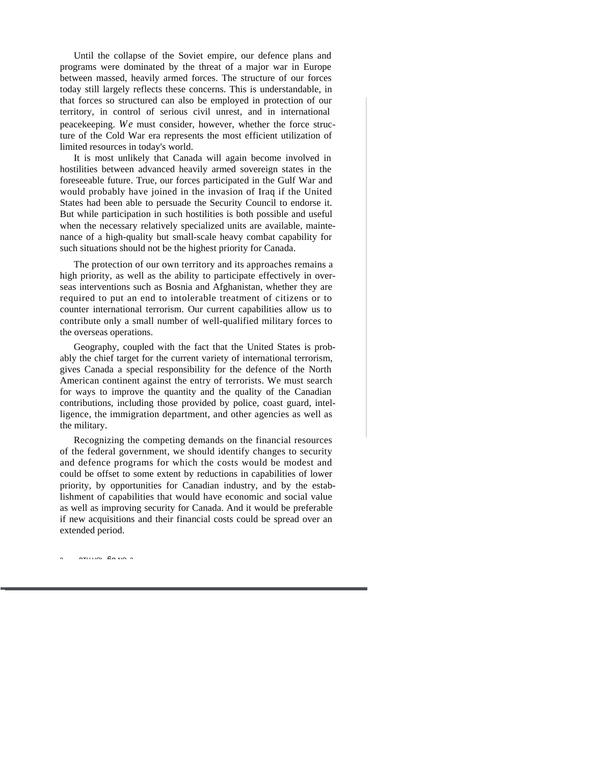Until the collapse of the Soviet empire, our defence plans and programs were dominated by the threat of a major war in Europe between massed, heavily armed forces. The structure of our forces today still largely reflects these concerns. This is understandable, in that forces so structured can also be employed in protection of our territory, in control of serious civil unrest, and in international peacekeeping. We must consider, however, whether the force structure of the Cold War era represents the most efficient utilization of limited resources in today's world.

It is most unlikely that Canada will again become involved in hostilities between advanced heavily armed sovereign states in the foreseeable future. True, our forces participated in the Gulf War and would probably have joined in the invasion of Iraq if the United States had been able to persuade the Security Council to endorse it. But while participation in such hostilities is both possible and useful when the necessary relatively specialized units are available, maintenance of a high-quality but small-scale heavy combat capability for such situations should not be the highest priority for Canada.

The protection of our own territory and its approaches remains a high priority, as well as the ability to participate effectively in overseas interventions such as Bosnia and Afghanistan, whether they are required to put an end to intolerable treatment of citizens or to counter international terrorism. Our current capabilities allow us to contribute only a small number of well-qualified military forces to the overseas operations.

Geography, coupled with the fact that the United States is probably the chief target for the current variety of international terrorism, gives Canada a special responsibility for the defence of the North American continent against the entry of terrorists. We must search for ways to improve the quantity and the quality of the Canadian contributions, including those provided by police, coast guard, intelligence, the immigration department, and other agencies as well as the military.

Recognizing the competing demands on the financial resources of the federal government, we should identify changes to security and defence programs for which the costs would be modest and could be offset to some extent by reductions in capabilities of lower priority, by opportunities for Canadian industry, and by the establishment of capabilities that would have economic and social value as well as improving security for Canada. And it would be preferable if new acquisitions and their financial costs could be spread over an extended period.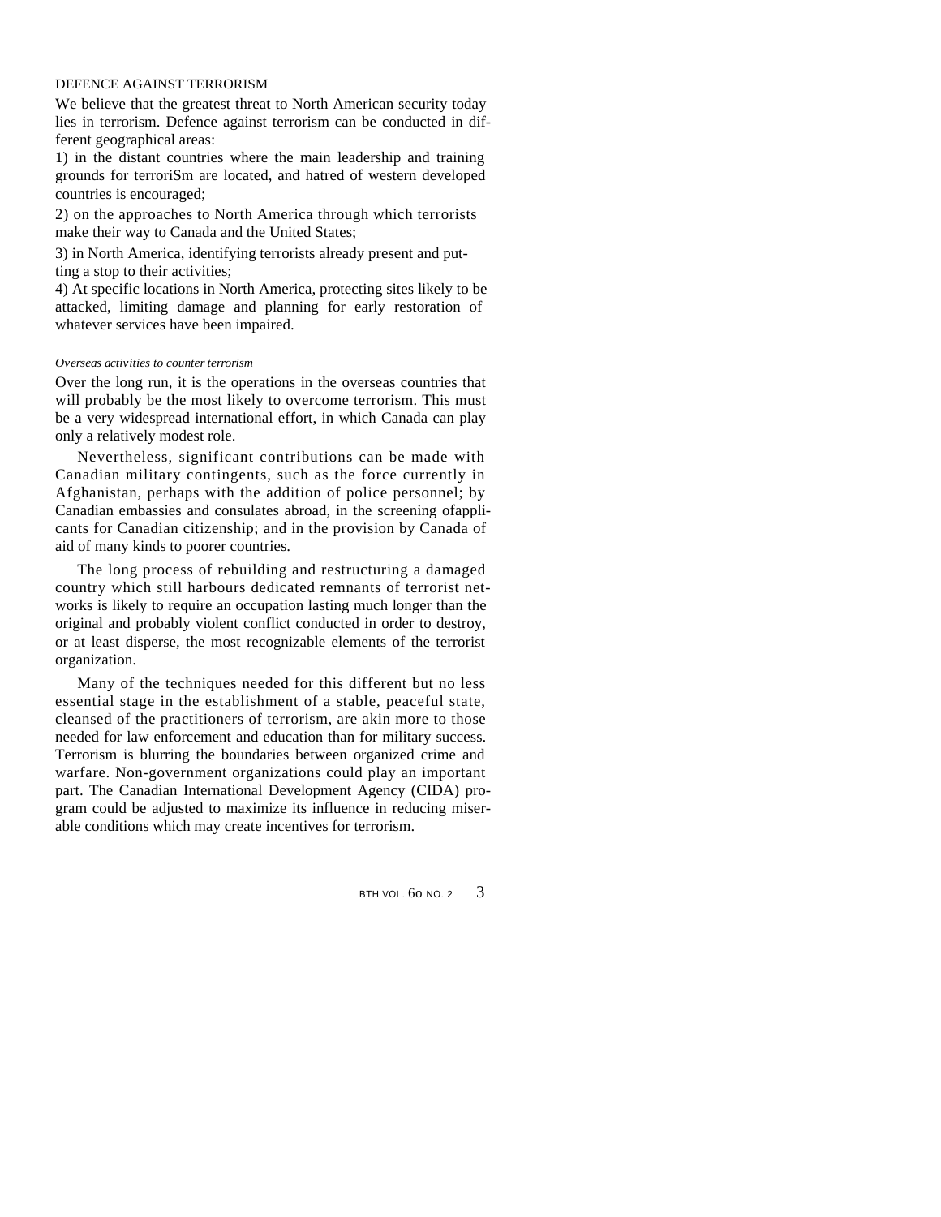## DEFENCE AGAINST TERRORISM

We believe that the greatest threat to North American security today lies in terrorism. Defence against terrorism can be conducted in different geographical areas:

1) in the distant countries where the main leadership and training grounds for terroriSm are located, and hatred of western developed countries is encouraged;

2) on the approaches to North America through which terrorists make their way to Canada and the United States;

3) in North America, identifying terrorists already present and putting a stop to their activities;

4) At specific locations in North America, protecting sites likely to be attacked, limiting damage and planning for early restoration of whatever services have been impaired.

### *Overseas activities to counter terrorism*

Over the long run, it is the operations in the overseas countries that will probably be the most likely to overcome terrorism. This must be a very widespread international effort, in which Canada can play only a relatively modest role.

Nevertheless, significant contributions can be made with Canadian military contingents, such as the force currently in Afghanistan, perhaps with the addition of police personnel; by Canadian embassies and consulates abroad, in the screening ofapplicants for Canadian citizenship; and in the provision by Canada of aid of many kinds to poorer countries.

The long process of rebuilding and restructuring a damaged country which still harbours dedicated remnants of terrorist networks is likely to require an occupation lasting much longer than the original and probably violent conflict conducted in order to destroy, or at least disperse, the most recognizable elements of the terrorist organization.

Many of the techniques needed for this different but no less essential stage in the establishment of a stable, peaceful state, cleansed of the practitioners of terrorism, are akin more to those needed for law enforcement and education than for military success. Terrorism is blurring the boundaries between organized crime and warfare. Non-government organizations could play an important part. The Canadian International Development Agency (CIDA) program could be adjusted to maximize its influence in reducing miserable conditions which may create incentives for terrorism.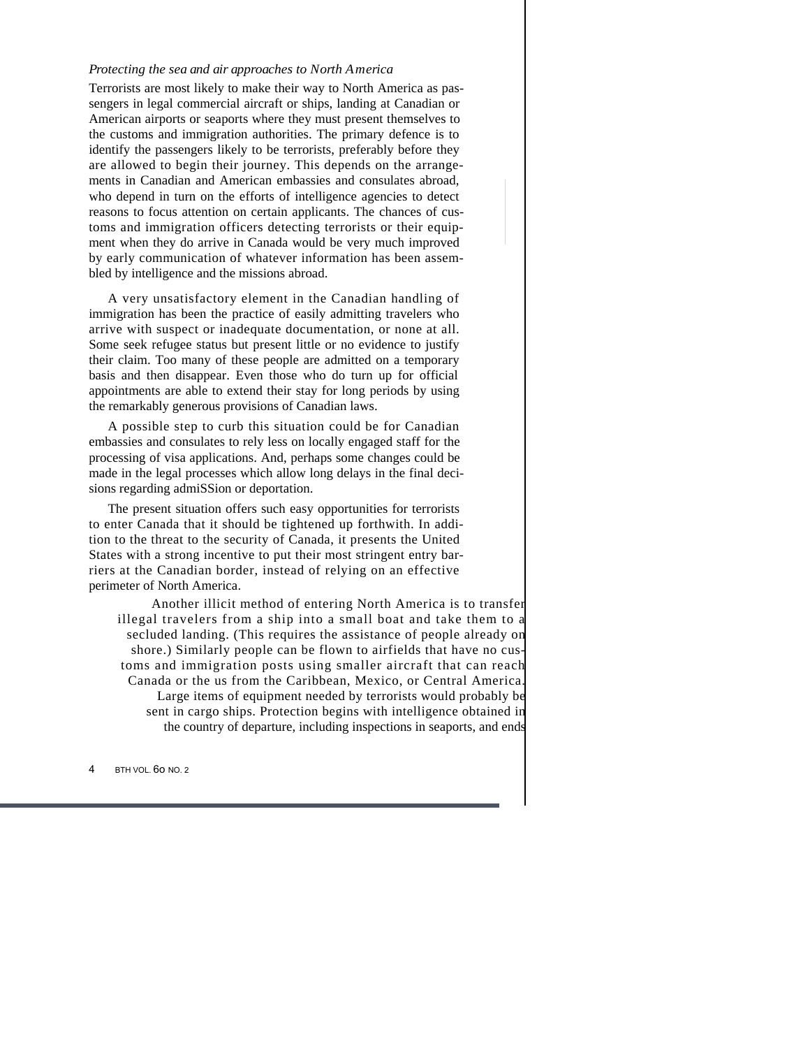*Protecting the sea and air approaches to North America*

Terrorists are most likely to make their way to North America as passengers in legal commercial aircraft or ships, landing at Canadian or American airports or seaports where they must present themselves to the customs and immigration authorities. The primary defence is to identify the passengers likely to be terrorists, preferably before they are allowed to begin their journey. This depends on the arrangements in Canadian and American embassies and consulates abroad, who depend in turn on the efforts of intelligence agencies to detect reasons to focus attention on certain applicants. The chances of customs and immigration officers detecting terrorists or their equipment when they do arrive in Canada would be very much improved by early communication of whatever information has been assembled by intelligence and the missions abroad.

A very unsatisfactory element in the Canadian handling of immigration has been the practice of easily admitting travelers who arrive with suspect or inadequate documentation, or none at all. Some seek refugee status but present little or no evidence to justify their claim. Too many of these people are admitted on a temporary basis and then disappear. Even those who do turn up for official appointments are able to extend their stay for long periods by using the remarkably generous provisions of Canadian laws.

A possible step to curb this situation could be for Canadian embassies and consulates to rely less on locally engaged staff for the processing of visa applications. And, perhaps some changes could be made in the legal processes which allow long delays in the final decisions regarding admiSSion or deportation.

The present situation offers such easy opportunities for terrorists to enter Canada that it should be tightened up forthwith. In addition to the threat to the security of Canada, it presents the United States with a strong incentive to put their most stringent entry barriers at the Canadian border, instead of relying on an effective perimeter of North America.

Another illicit method of entering North America is to transfer illegal travelers from a ship into a small boat and take them to a secluded landing. (This requires the assistance of people already on shore.) Similarly people can be flown to airfields that have no customs and immigration posts using smaller aircraft that can reach Canada or the us from the Caribbean, Mexico, or Central America. Large items of equipment needed by terrorists would probably be sent in cargo ships. Protection begins with intelligence obtained in the country of departure, including inspections in seaports, and ends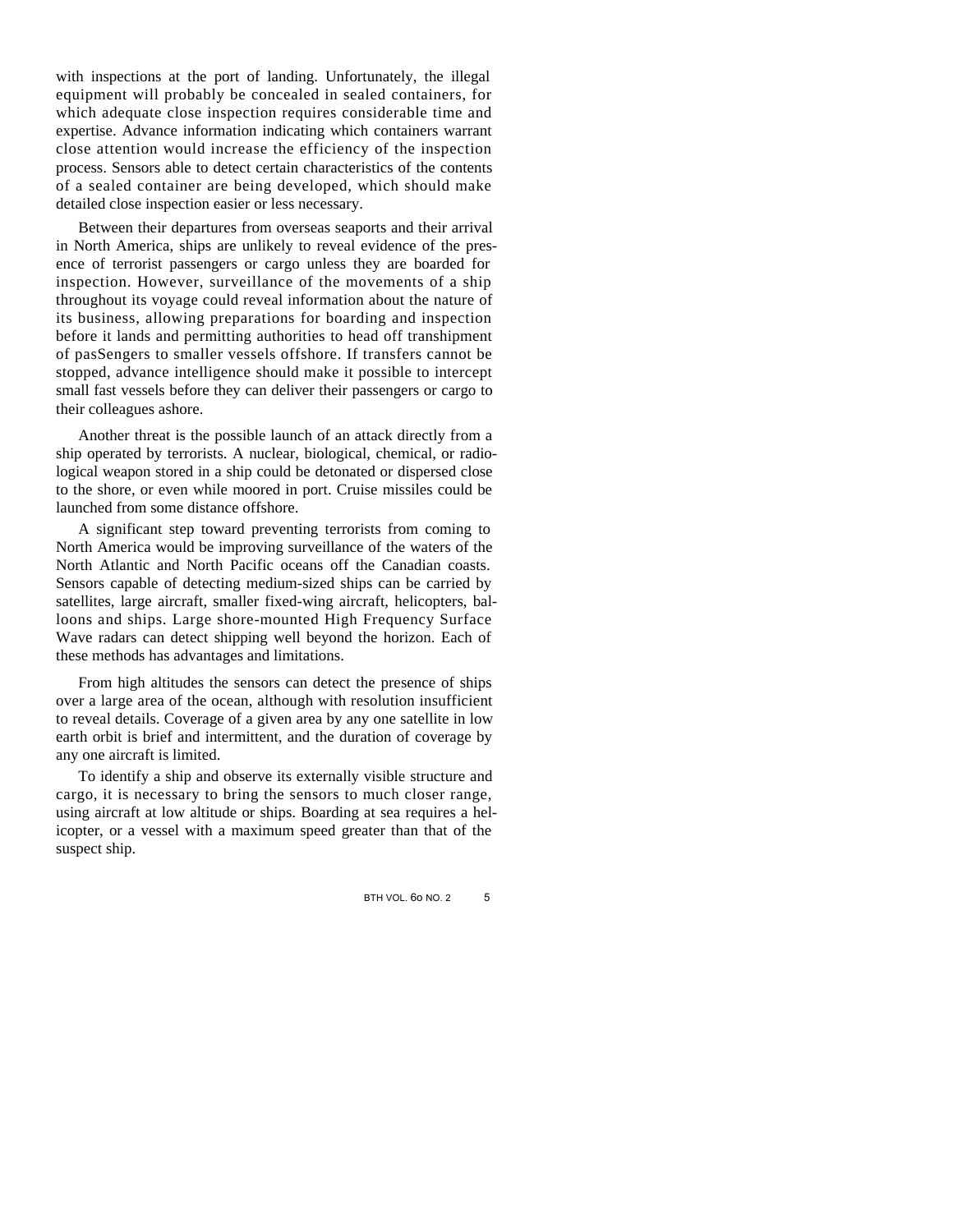with inspections at the port of landing. Unfortunately, the illegal equipment will probably be concealed in sealed containers, for which adequate close inspection requires considerable time and expertise. Advance information indicating which containers warrant close attention would increase the efficiency of the inspection process. Sensors able to detect certain characteristics of the contents of a sealed container are being developed, which should make detailed close inspection easier or less necessary.

Between their departures from overseas seaports and their arrival in North America, ships are unlikely to reveal evidence of the presence of terrorist passengers or cargo unless they are boarded for inspection. However, surveillance of the movements of a ship throughout its voyage could reveal information about the nature of its business, allowing preparations for boarding and inspection before it lands and permitting authorities to head off transhipment of pasSengers to smaller vessels offshore. If transfers cannot be stopped, advance intelligence should make it possible to intercept small fast vessels before they can deliver their passengers or cargo to their colleagues ashore.

Another threat is the possible launch of an attack directly from a ship operated by terrorists. A nuclear, biological, chemical, or radiological weapon stored in a ship could be detonated or dispersed close to the shore, or even while moored in port. Cruise missiles could be launched from some distance offshore.

A significant step toward preventing terrorists from coming to North America would be improving surveillance of the waters of the North Atlantic and North Pacific oceans off the Canadian coasts. Sensors capable of detecting medium-sized ships can be carried by satellites, large aircraft, smaller fixed-wing aircraft, helicopters, balloons and ships. Large shore-mounted High Frequency Surface Wave radars can detect shipping well beyond the horizon. Each of these methods has advantages and limitations.

From high altitudes the sensors can detect the presence of ships over a large area of the ocean, although with resolution insufficient to reveal details. Coverage of a given area by any one satellite in low earth orbit is brief and intermittent, and the duration of coverage by any one aircraft is limited.

To identify a ship and observe its externally visible structure and cargo, it is necessary to bring the sensors to much closer range, using aircraft at low altitude or ships. Boarding at sea requires a helicopter, or a vessel with a maximum speed greater than that of the suspect ship.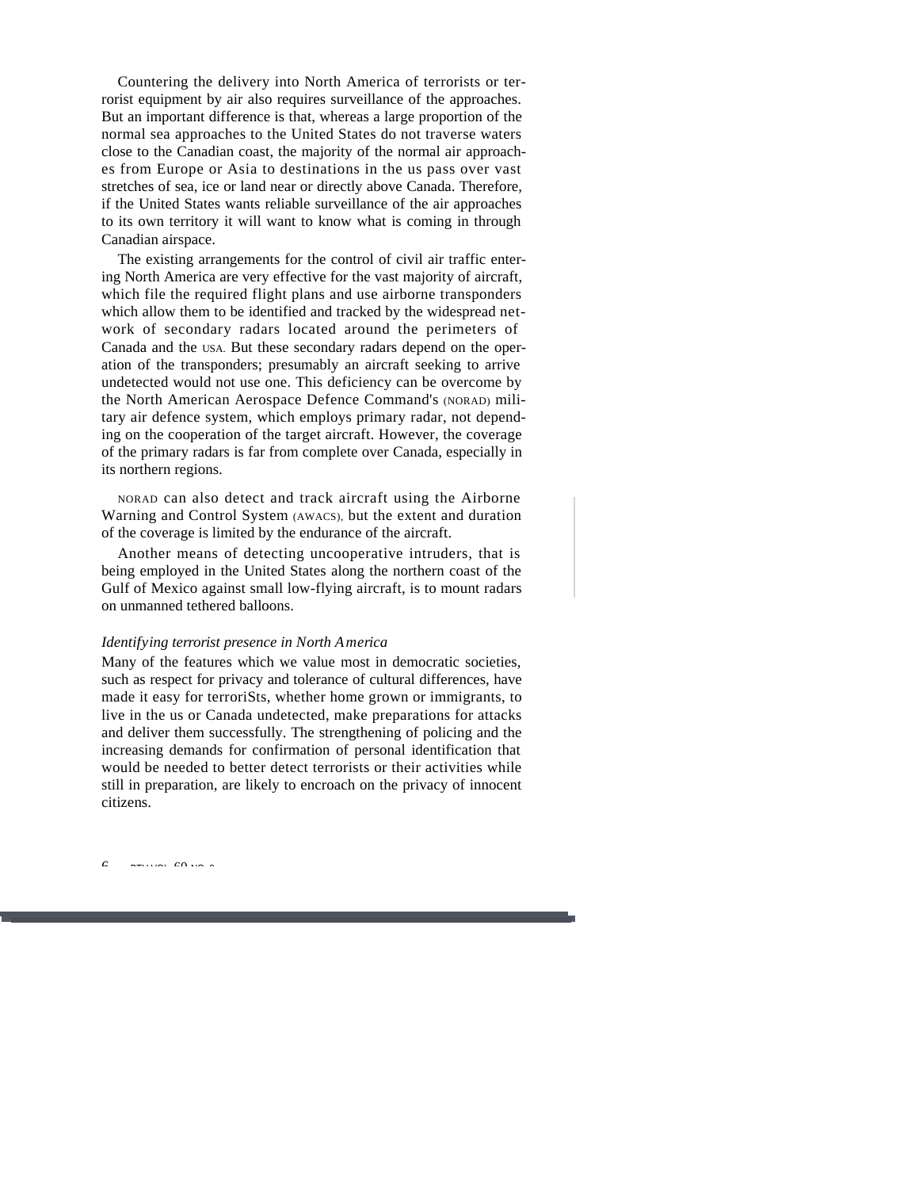Countering the delivery into North America of terrorists or terrorist equipment by air also requires surveillance of the approaches. But an important difference is that, whereas a large proportion of the normal sea approaches to the United States do not traverse waters close to the Canadian coast, the majority of the normal air approaches from Europe or Asia to destinations in the us pass over vast stretches of sea, ice or land near or directly above Canada. Therefore, if the United States wants reliable surveillance of the air approaches to its own territory it will want to know what is coming in through Canadian airspace.

The existing arrangements for the control of civil air traffic entering North America are very effective for the vast majority of aircraft, which file the required flight plans and use airborne transponders which allow them to be identified and tracked by the widespread network of secondary radars located around the perimeters of Canada and the USA. But these secondary radars depend on the operation of the transponders; presumably an aircraft seeking to arrive undetected would not use one. This deficiency can be overcome by the North American Aerospace Defence Command's (NORAD) military air defence system, which employs primary radar, not depending on the cooperation of the target aircraft. However, the coverage of the primary radars is far from complete over Canada, especially in its northern regions.

NORAD can also detect and track aircraft using the Airborne Warning and Control System (AWACS), but the extent and duration of the coverage is limited by the endurance of the aircraft.

Another means of detecting uncooperative intruders, that is being employed in the United States along the northern coast of the Gulf of Mexico against small low-flying aircraft, is to mount radars on unmanned tethered balloons.

*Identifying terrorist presence in North America*

Many of the features which we value most in democratic societies, such as respect for privacy and tolerance of cultural differences, have made it easy for terroriSts, whether home grown or immigrants, to live in the us or Canada undetected, make preparations for attacks and deliver them successfully. The strengthening of policing and the increasing demands for confirmation of personal identification that would be needed to better detect terrorists or their activities while still in preparation, are likely to encroach on the privacy of innocent citizens.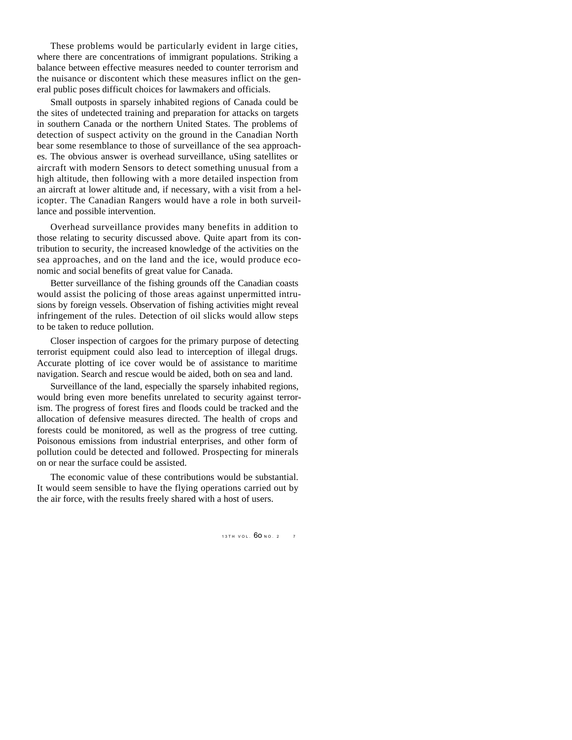These problems would be particularly evident in large cities, where there are concentrations of immigrant populations. Striking a balance between effective measures needed to counter terrorism and the nuisance or discontent which these measures inflict on the general public poses difficult choices for lawmakers and officials.

Small outposts in sparsely inhabited regions of Canada could be the sites of undetected training and preparation for attacks on targets in southern Canada or the northern United States. The problems of detection of suspect activity on the ground in the Canadian North bear some resemblance to those of surveillance of the sea approaches. The obvious answer is overhead surveillance, uSing satellites or aircraft with modern Sensors to detect something unusual from a high altitude, then following with a more detailed inspection from an aircraft at lower altitude and, if necessary, with a visit from a helicopter. The Canadian Rangers would have a role in both surveillance and possible intervention.

Overhead surveillance provides many benefits in addition to those relating to security discussed above. Quite apart from its contribution to security, the increased knowledge of the activities on the sea approaches, and on the land and the ice, would produce economic and social benefits of great value for Canada.

Better surveillance of the fishing grounds off the Canadian coasts would assist the policing of those areas against unpermitted intrusions by foreign vessels. Observation of fishing activities might reveal infringement of the rules. Detection of oil slicks would allow steps to be taken to reduce pollution.

Closer inspection of cargoes for the primary purpose of detecting terrorist equipment could also lead to interception of illegal drugs. Accurate plotting of ice cover would be of assistance to maritime navigation. Search and rescue would be aided, both on sea and land.

Surveillance of the land, especially the sparsely inhabited regions, would bring even more benefits unrelated to security against terrorism. The progress of forest fires and floods could be tracked and the allocation of defensive measures directed. The health of crops and forests could be monitored, as well as the progress of tree cutting. Poisonous emissions from industrial enterprises, and other form of pollution could be detected and followed. Prospecting for minerals on or near the surface could be assisted.

The economic value of these contributions would be substantial. It would seem sensible to have the flying operations carried out by the air force, with the results freely shared with a host of users.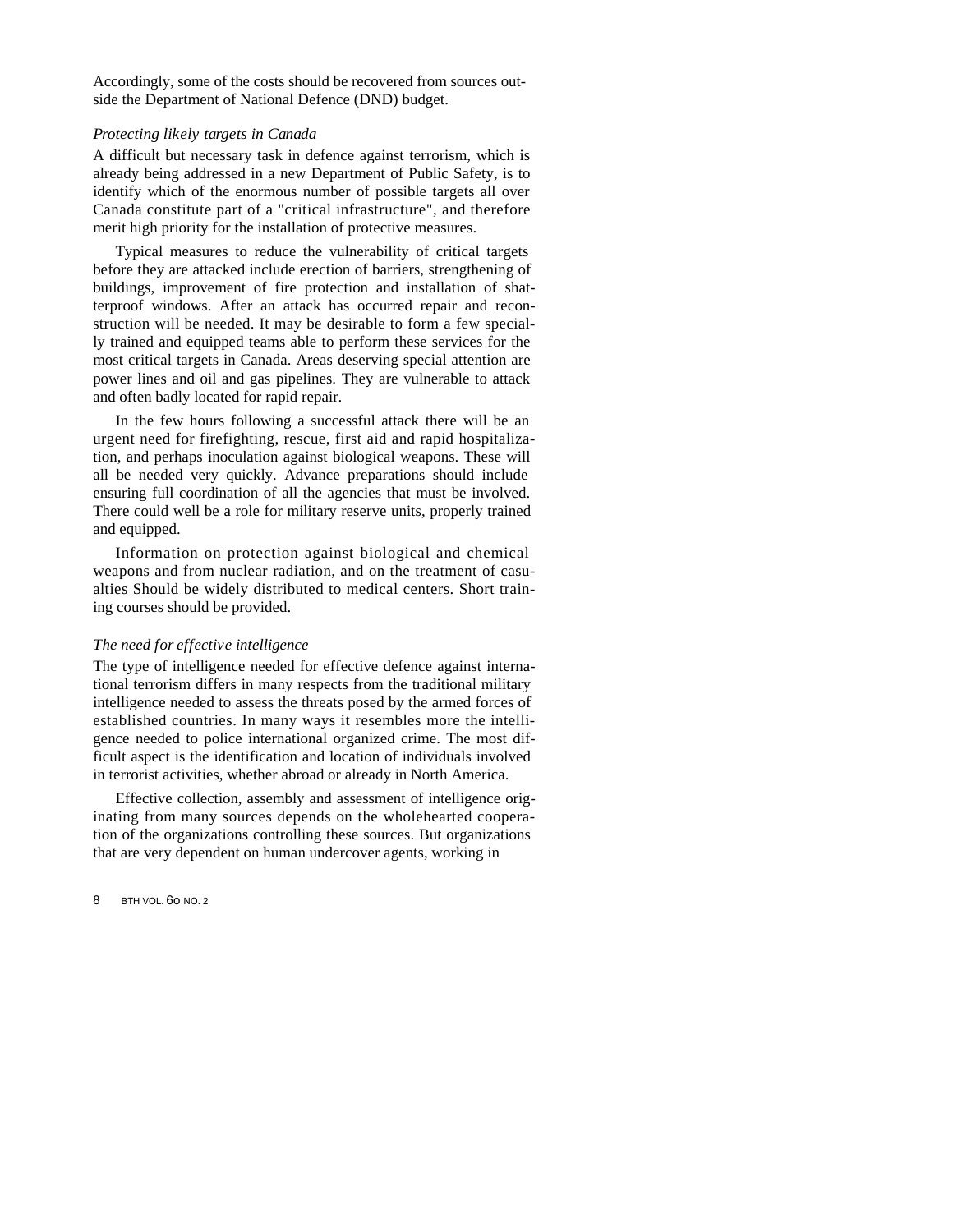Accordingly, some of the costs should be recovered from sources outside the Department of National Defence (DND) budget.

*Protecting likely targets in Canada*

A difficult but necessary task in defence against terrorism, which is already being addressed in a new Department of Public Safety, is to identify which of the enormous number of possible targets all over Canada constitute part of a "critical infrastructure", and therefore merit high priority for the installation of protective measures.

Typical measures to reduce the vulnerability of critical targets before they are attacked include erection of barriers, strengthening of buildings, improvement of fire protection and installation of shatterproof windows. After an attack has occurred repair and reconstruction will be needed. It may be desirable to form a few specially trained and equipped teams able to perform these services for the most critical targets in Canada. Areas deserving special attention are power lines and oil and gas pipelines. They are vulnerable to attack and often badly located for rapid repair.

In the few hours following a successful attack there will be an urgent need for firefighting, rescue, first aid and rapid hospitalization, and perhaps inoculation against biological weapons. These will all be needed very quickly. Advance preparations should include ensuring full coordination of all the agencies that must be involved. There could well be a role for military reserve units, properly trained and equipped.

Information on protection against biological and chemical weapons and from nuclear radiation, and on the treatment of casualties Should be widely distributed to medical centers. Short training courses should be provided.

*The need for effective intelligence*

The type of intelligence needed for effective defence against international terrorism differs in many respects from the traditional military intelligence needed to assess the threats posed by the armed forces of established countries. In many ways it resembles more the intelligence needed to police international organized crime. The most difficult aspect is the identification and location of individuals involved in terrorist activities, whether abroad or already in North America.

Effective collection, assembly and assessment of intelligence originating from many sources depends on the wholehearted cooperation of the organizations controlling these sources. But organizations that are very dependent on human undercover agents, working in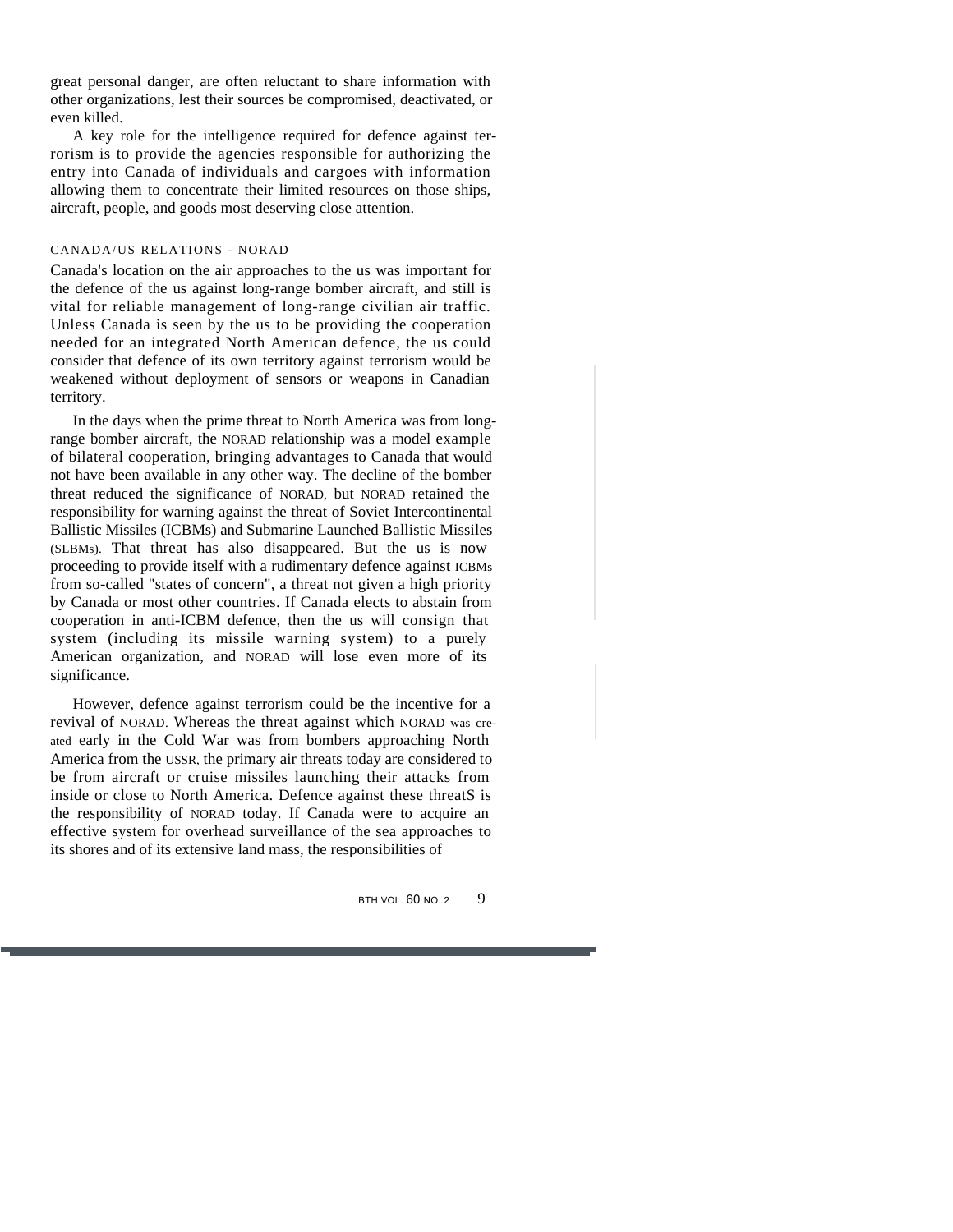great personal danger, are often reluctant to share information with other organizations, lest their sources be compromised, deactivated, or even killed.

A key role for the intelligence required for defence against terrorism is to provide the agencies responsible for authorizing the entry into Canada of individuals and cargoes with information allowing them to concentrate their limited resources on those ships, aircraft, people, and goods most deserving close attention.

## CANADA/US RELATIONS - NORAD

Canada's location on the air approaches to the us was important for the defence of the us against long-range bomber aircraft, and still is vital for reliable management of long-range civilian air traffic. Unless Canada is seen by the us to be providing the cooperation needed for an integrated North American defence, the us could consider that defence of its own territory against terrorism would be weakened without deployment of sensors or weapons in Canadian territory.

In the days when the prime threat to North America was from long-range bomber aircraft, the NORAD relationship was a model example of bilateral cooperation, bringing advantages to Canada that would not have been available in any other way. The decline of the bomber threat reduced the significance of NORAD, but NORAD retained the responsibility for warning against the threat of Soviet Intercontinental Ballistic Missiles (ICBMs) and Submarine Launched Ballistic Missiles (SLBMs). That threat has also disappeared. But the us is now proceeding to provide itself with a rudimentary defence against ICBMs from so-called "states of concern", a threat not given a high priority by Canada or most other countries. If Canada elects to abstain from cooperation in anti-ICBM defence, then the us will consign that system (including its missile warning system) to a purely American organization, and NORAD will lose even more of its significance.

However, defence against terrorism could be the incentive for a revival of NORAD. Whereas the threat against which NORAD was created early in the Cold War was from bombers approaching North America from the USSR, the primary air threats today are considered to be from aircraft or cruise missiles launching their attacks from inside or close to North America. Defence against these threatS is the responsibility of NORAD today. If Canada were to acquire an effective system for overhead surveillance of the sea approaches to its shores and of its extensive land mass, the responsibilities of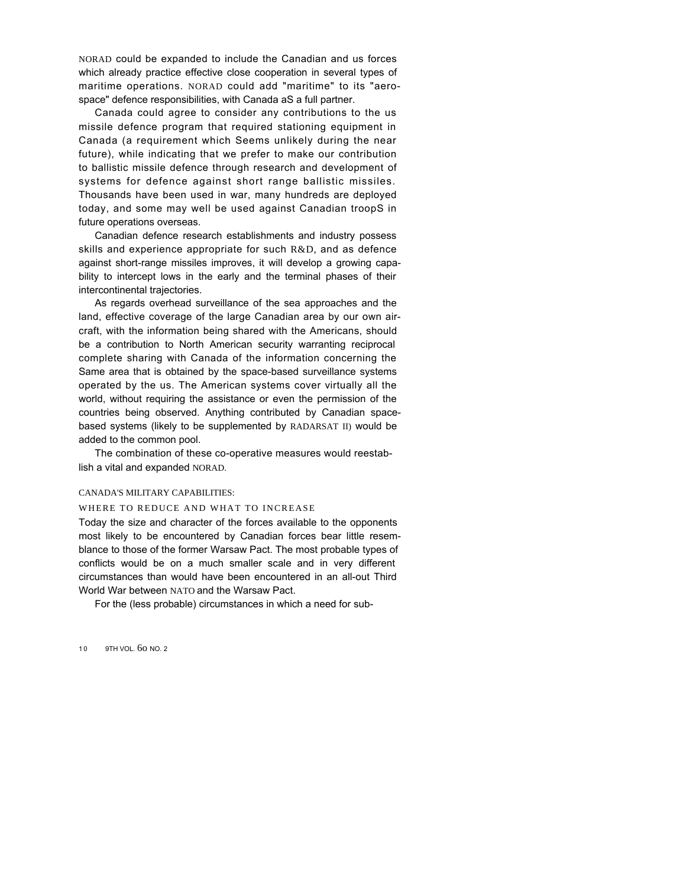NORAD could be expanded to include the Canadian and us forces which already practice effective close cooperation in several types of maritime operations. NORAD could add "maritime" to its "aerospace" defence responsibilities, with Canada aS a full partner.

Canada could agree to consider any contributions to the us missile defence program that required stationing equipment in Canada (a requirement which Seems unlikely during the near future), while indicating that we prefer to make our contribution to ballistic missile defence through research and development of systems for defence against short range ballistic missiles. Thousands have been used in war, many hundreds are deployed today, and some may well be used against Canadian troopS in future operations overseas.

Canadian defence research establishments and industry possess skills and experience appropriate for such R&D, and as defence against short-range missiles improves, it will develop a growing capability to intercept lows in the early and the terminal phases of their intercontinental trajectories.

As regards overhead surveillance of the sea approaches and the land, effective coverage of the large Canadian area by our own aircraft, with the information being shared with the Americans, should be a contribution to North American security warranting reciprocal complete sharing with Canada of the information concerning the Same area that is obtained by the space-based surveillance systems operated by the us. The American systems cover virtually all the world, without requiring the assistance or even the permission of the countries being observed. Anything contributed by Canadian space-based systems (likely to be supplemented by RADARSAT II) would be added to the common pool.

The combination of these co-operative measures would reestablish a vital and expanded NORAD.

## CANADA'S MILITARY CAPABILITIES:
## WHERE TO REDUCE AND WHAT TO INCREASE

Today the size and character of the forces available to the opponents most likely to be encountered by Canadian forces bear little resemblance to those of the former Warsaw Pact. The most probable types of conflicts would be on a much smaller scale and in very different circumstances than would have been encountered in an all-out Third World War between NATO and the Warsaw Pact.

For the (less probable) circumstances in which a need for sub-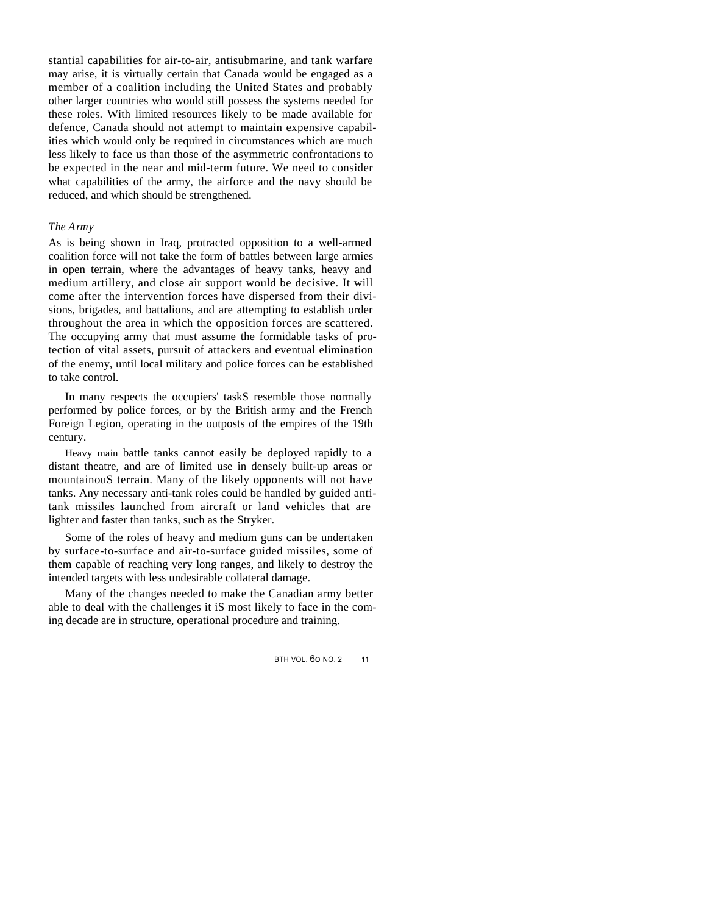stantial capabilities for air-to-air, antisubmarine, and tank warfare may arise, it is virtually certain that Canada would be engaged as a member of a coalition including the United States and probably other larger countries who would still possess the systems needed for these roles. With limited resources likely to be made available for defence, Canada should not attempt to maintain expensive capabilities which would only be required in circumstances which are much less likely to face us than those of the asymmetric confrontations to be expected in the near and mid-term future. We need to consider what capabilities of the army, the airforce and the navy should be reduced, and which should be strengthened.

*The Army*

As is being shown in Iraq, protracted opposition to a well-armed coalition force will not take the form of battles between large armies in open terrain, where the advantages of heavy tanks, heavy and medium artillery, and close air support would be decisive. It will come after the intervention forces have dispersed from their divisions, brigades, and battalions, and are attempting to establish order throughout the area in which the opposition forces are scattered. The occupying army that must assume the formidable tasks of protection of vital assets, pursuit of attackers and eventual elimination of the enemy, until local military and police forces can be established to take control.

In many respects the occupiers' taskS resemble those normally performed by police forces, or by the British army and the French Foreign Legion, operating in the outposts of the empires of the 19th century.

Heavy main battle tanks cannot easily be deployed rapidly to a distant theatre, and are of limited use in densely built-up areas or mountainouS terrain. Many of the likely opponents will not have tanks. Any necessary anti-tank roles could be handled by guided anti-tank missiles launched from aircraft or land vehicles that are lighter and faster than tanks, such as the Stryker.

Some of the roles of heavy and medium guns can be undertaken by surface-to-surface and air-to-surface guided missiles, some of them capable of reaching very long ranges, and likely to destroy the intended targets with less undesirable collateral damage.

Many of the changes needed to make the Canadian army better able to deal with the challenges it iS most likely to face in the coming decade are in structure, operational procedure and training.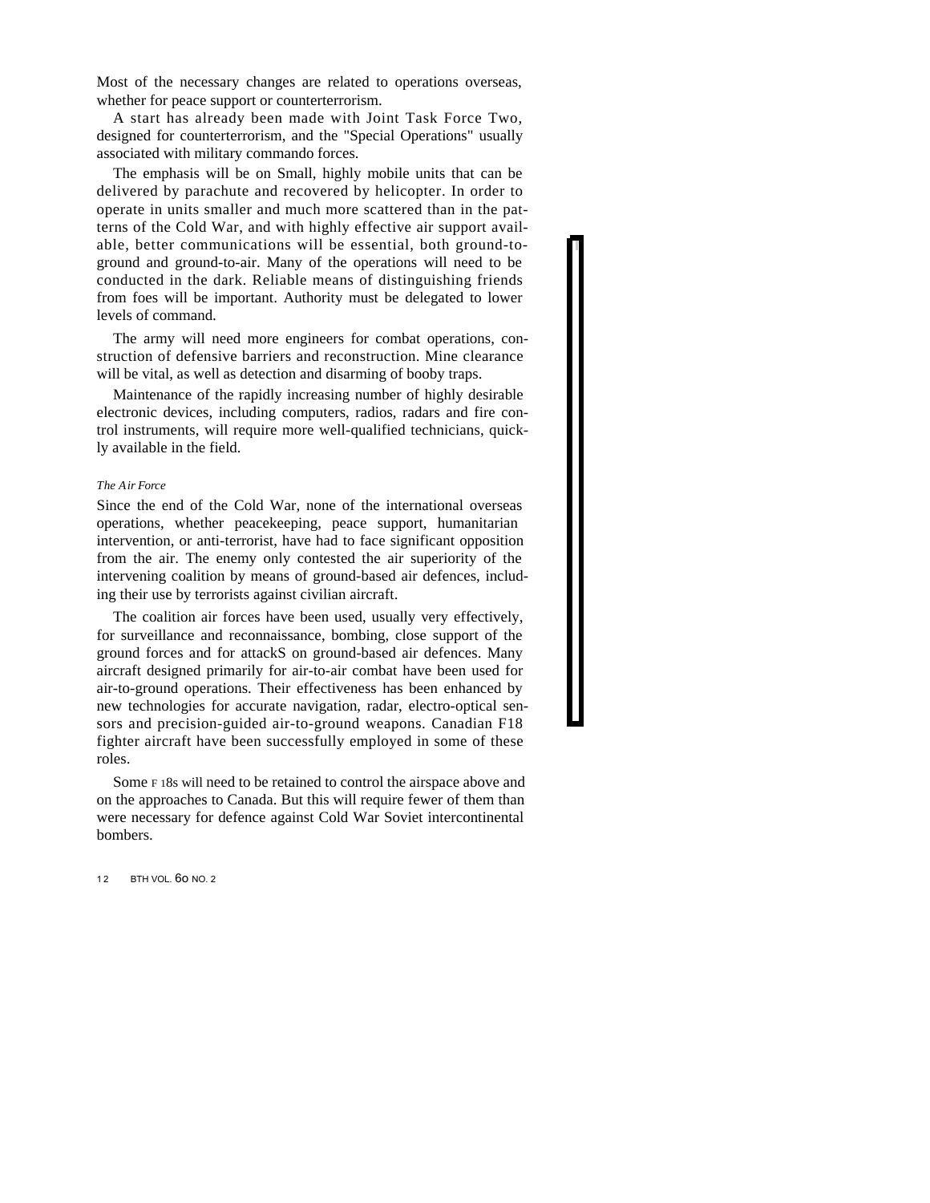Most of the necessary changes are related to operations overseas, whether for peace support or counterterrorism.

A start has already been made with Joint Task Force Two, designed for counterterrorism, and the "Special Operations" usually associated with military commando forces.

The emphasis will be on Small, highly mobile units that can be delivered by parachute and recovered by helicopter. In order to operate in units smaller and much more scattered than in the patterns of the Cold War, and with highly effective air support available, better communications will be essential, both ground-to-ground and ground-to-air. Many of the operations will need to be conducted in the dark. Reliable means of distinguishing friends from foes will be important. Authority must be delegated to lower levels of command.

The army will need more engineers for combat operations, construction of defensive barriers and reconstruction. Mine clearance will be vital, as well as detection and disarming of booby traps.

Maintenance of the rapidly increasing number of highly desirable electronic devices, including computers, radios, radars and fire control instruments, will require more well-qualified technicians, quickly available in the field.

*The Air Force*

Since the end of the Cold War, none of the international overseas operations, whether peacekeeping, peace support, humanitarian intervention, or anti-terrorist, have had to face significant opposition from the air. The enemy only contested the air superiority of the intervening coalition by means of ground-based air defences, including their use by terrorists against civilian aircraft.

The coalition air forces have been used, usually very effectively, for surveillance and reconnaissance, bombing, close support of the ground forces and for attackS on ground-based air defences. Many aircraft designed primarily for air-to-air combat have been used for air-to-ground operations. Their effectiveness has been enhanced by new technologies for accurate navigation, radar, electro-optical sensors and precision-guided air-to-ground weapons. Canadian F18 fighter aircraft have been successfully employed in some of these roles.

Some F 18s will need to be retained to control the airspace above and on the approaches to Canada. But this will require fewer of them than were necessary for defence against Cold War Soviet intercontinental bombers.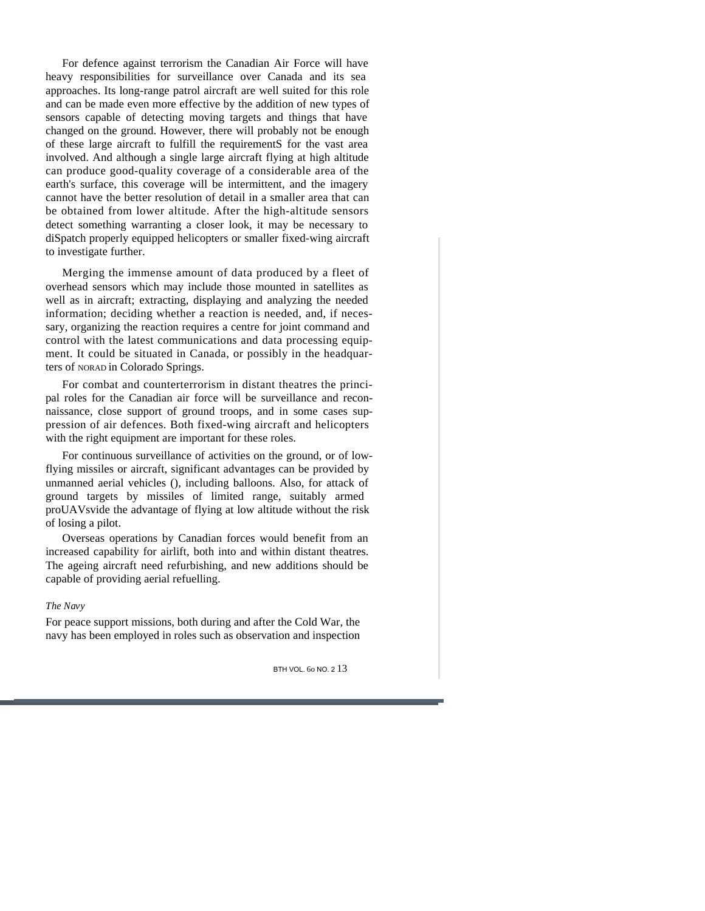For defence against terrorism the Canadian Air Force will have heavy responsibilities for surveillance over Canada and its sea approaches. Its long-range patrol aircraft are well suited for this role and can be made even more effective by the addition of new types of sensors capable of detecting moving targets and things that have changed on the ground. However, there will probably not be enough of these large aircraft to fulfill the requirementS for the vast area involved. And although a single large aircraft flying at high altitude can produce good-quality coverage of a considerable area of the earth's surface, this coverage will be intermittent, and the imagery cannot have the better resolution of detail in a smaller area that can be obtained from lower altitude. After the high-altitude sensors detect something warranting a closer look, it may be necessary to diSpatch properly equipped helicopters or smaller fixed-wing aircraft to investigate further.

Merging the immense amount of data produced by a fleet of overhead sensors which may include those mounted in satellites as well as in aircraft; extracting, displaying and analyzing the needed information; deciding whether a reaction is needed, and, if necessary, organizing the reaction requires a centre for joint command and control with the latest communications and data processing equipment. It could be situated in Canada, or possibly in the headquarters of NORAD in Colorado Springs.

For combat and counterterrorism in distant theatres the principal roles for the Canadian air force will be surveillance and reconnaissance, close support of ground troops, and in some cases suppression of air defences. Both fixed-wing aircraft and helicopters with the right equipment are important for these roles.

For continuous surveillance of activities on the ground, or of low-flying missiles or aircraft, significant advantages can be provided by unmanned aerial vehicles (), including balloons. Also, for attack of ground targets by missiles of limited range, suitably armed proUAVsvide the advantage of flying at low altitude without the risk of losing a pilot.

Overseas operations by Canadian forces would benefit from an increased capability for airlift, both into and within distant theatres. The ageing aircraft need refurbishing, and new additions should be capable of providing aerial refuelling.

*The Navy*

For peace support missions, both during and after the Cold War, the navy has been employed in roles such as observation and inspection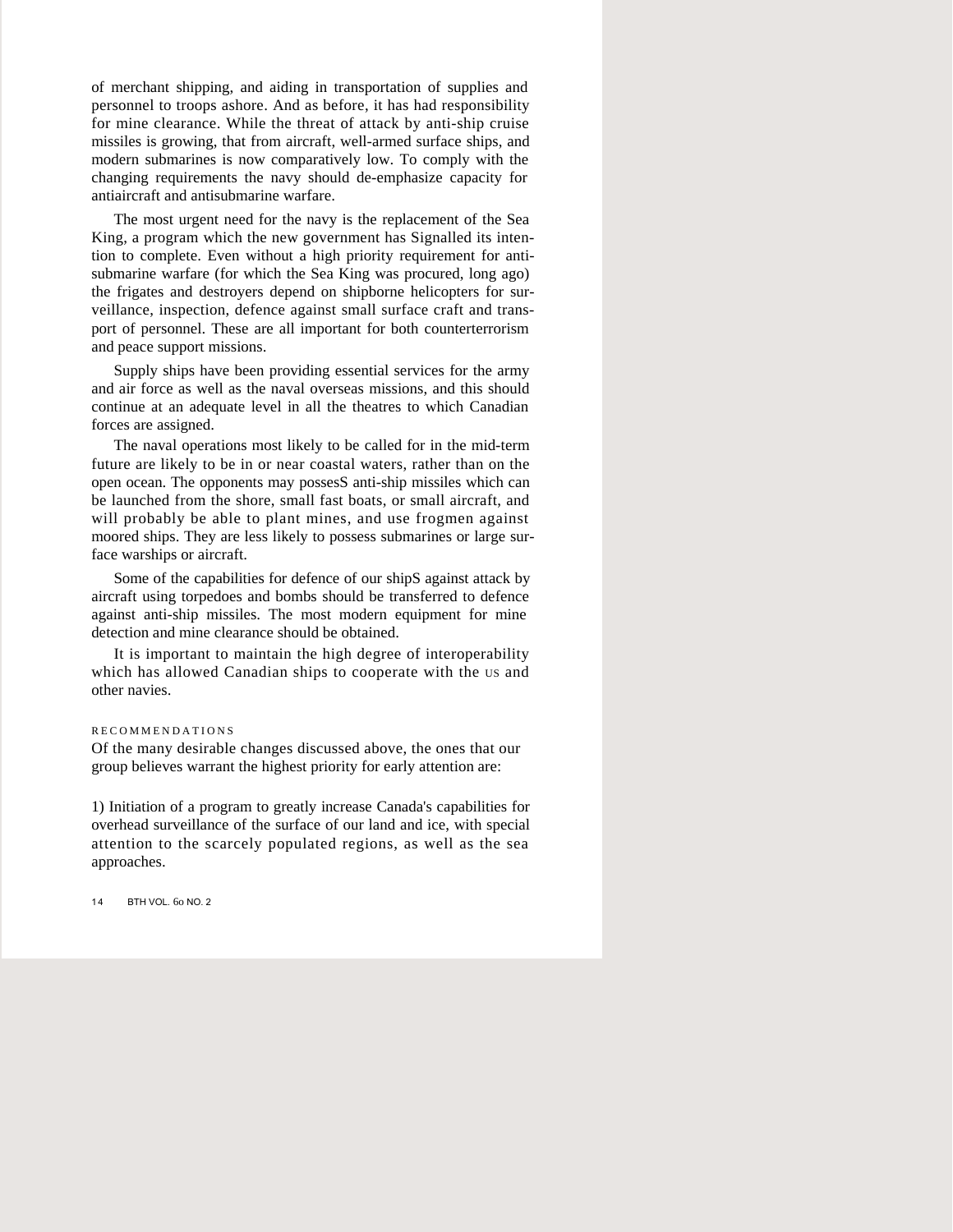of merchant shipping, and aiding in transportation of supplies and personnel to troops ashore. And as before, it has had responsibility for mine clearance. While the threat of attack by anti-ship cruise missiles is growing, that from aircraft, well-armed surface ships, and modern submarines is now comparatively low. To comply with the changing requirements the navy should de-emphasize capacity for antiaircraft and antisubmarine warfare.

The most urgent need for the navy is the replacement of the Sea King, a program which the new government has Signalled its intention to complete. Even without a high priority requirement for anti-submarine warfare (for which the Sea King was procured, long ago) the frigates and destroyers depend on shipborne helicopters for surveillance, inspection, defence against small surface craft and transport of personnel. These are all important for both counterterrorism and peace support missions.

Supply ships have been providing essential services for the army and air force as well as the naval overseas missions, and this should continue at an adequate level in all the theatres to which Canadian forces are assigned.

The naval operations most likely to be called for in the mid-term future are likely to be in or near coastal waters, rather than on the open ocean. The opponents may possesS anti-ship missiles which can be launched from the shore, small fast boats, or small aircraft, and will probably be able to plant mines, and use frogmen against moored ships. They are less likely to possess submarines or large surface warships or aircraft.

Some of the capabilities for defence of our shipS against attack by aircraft using torpedoes and bombs should be transferred to defence against anti-ship missiles. The most modern equipment for mine detection and mine clearance should be obtained.

It is important to maintain the high degree of interoperability which has allowed Canadian ships to cooperate with the US and other navies.

## RECOMMENDATIONS

Of the many desirable changes discussed above, the ones that our group believes warrant the highest priority for early attention are:

1) Initiation of a program to greatly increase Canada's capabilities for overhead surveillance of the surface of our land and ice, with special attention to the scarcely populated regions, as well as the sea approaches.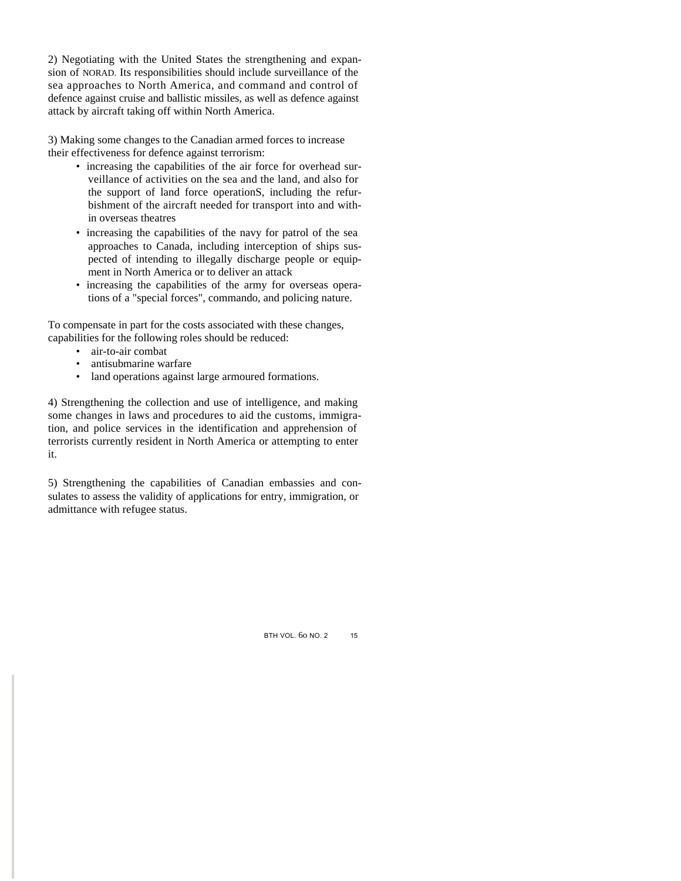2) Negotiating with the United States the strengthening and expansion of NORAD. Its responsibilities should include surveillance of the sea approaches to North America, and command and control of defence against cruise and ballistic missiles, as well as defence against attack by aircraft taking off within North America.

3) Making some changes to the Canadian armed forces to increase their effectiveness for defence against terrorism:

- increasing the capabilities of the air force for overhead surveillance of activities on the sea and the land, and also for the support of land force operationS, including the refurbishment of the aircraft needed for transport into and within overseas theatres
- increasing the capabilities of the navy for patrol of the sea approaches to Canada, including interception of ships suspected of intending to illegally discharge people or equipment in North America or to deliver an attack
- increasing the capabilities of the army for overseas operations of a "special forces", commando, and policing nature.

To compensate in part for the costs associated with these changes, capabilities for the following roles should be reduced:

- air-to-air combat
- antisubmarine warfare
- land operations against large armoured formations.

4) Strengthening the collection and use of intelligence, and making some changes in laws and procedures to aid the customs, immigration, and police services in the identification and apprehension of terrorists currently resident in North America or attempting to enter it.

5) Strengthening the capabilities of Canadian embassies and consulates to assess the validity of applications for entry, immigration, or admittance with refugee status.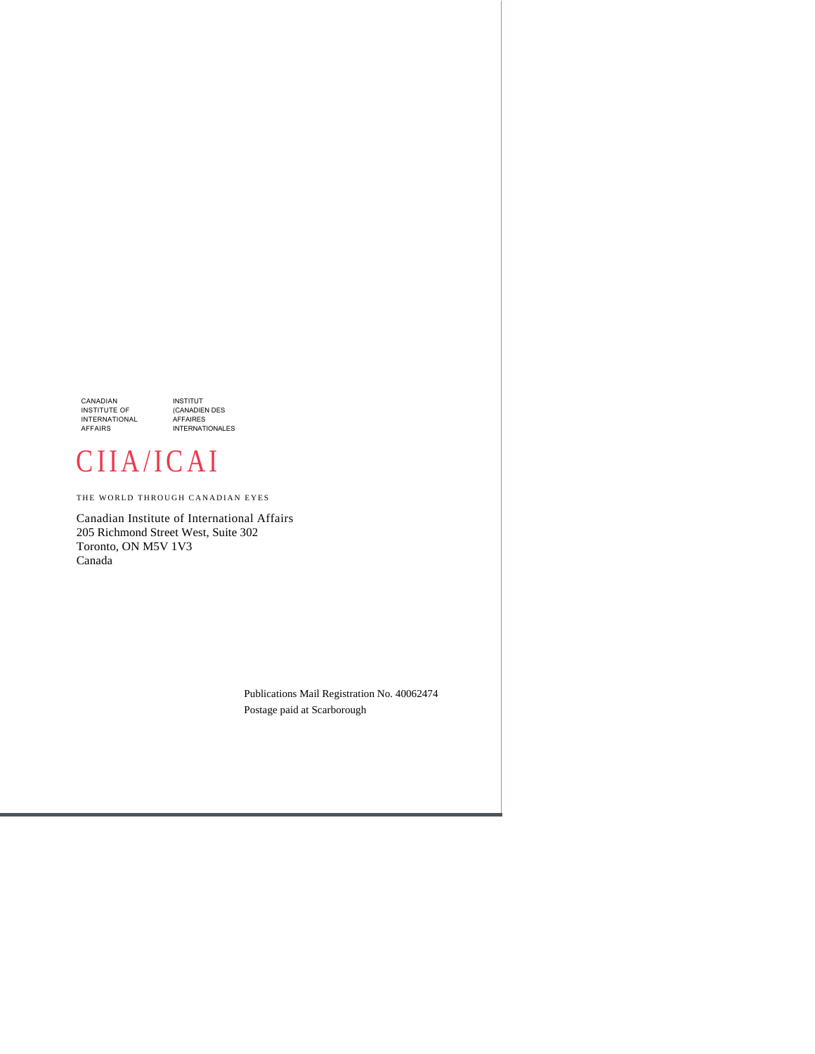CANADIAN
INSTITUTE OF
INTERNATIONAL
AFFAIRS

INSTITUT
(CANADIEN DES
AFFAIRES
INTERNATIONALES

CIIA/ICAI

THE WORLD THROUGH CANADIAN EYES

Canadian Institute of International Affairs
205 Richmond Street West, Suite 302
Toronto, ON M5V 1V3
Canada

Publications Mail Registration No. 40062474
Postage paid at Scarborough